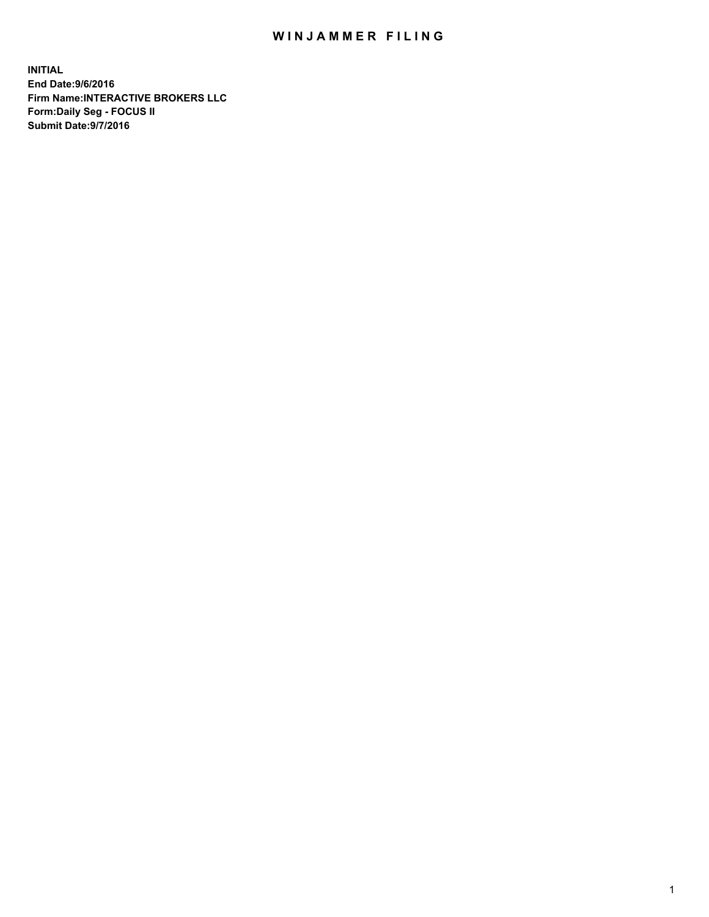# WINJAMMER FILING

**INITIAL**
**End Date:9/6/2016**
**Firm Name:INTERACTIVE BROKERS LLC**
**Form:Daily Seg - FOCUS II**
**Submit Date:9/7/2016**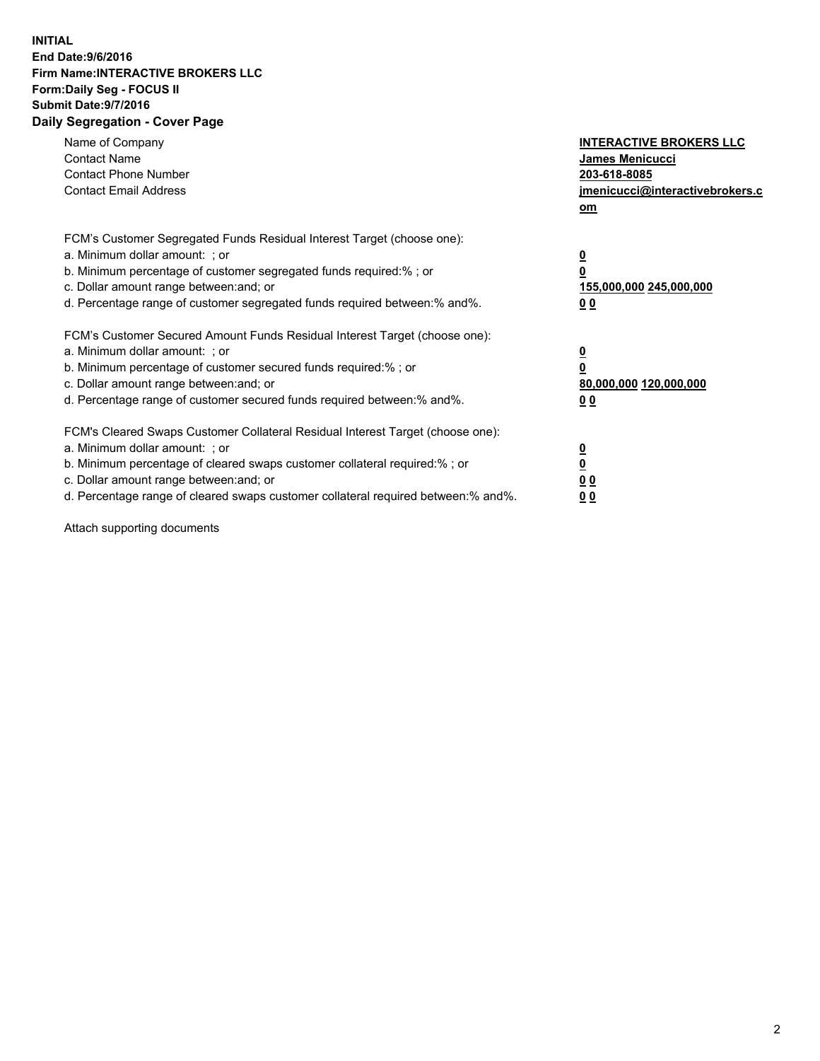**INITIAL**
**End Date:9/6/2016**
**Firm Name:INTERACTIVE BROKERS LLC**
**Form:Daily Seg - FOCUS II**
**Submit Date:9/7/2016**

## Daily Segregation - Cover Page

| | |
|---|---|
| Name of Company | **INTERACTIVE BROKERS LLC** |
| Contact Name | **James Menicucci** |
| Contact Phone Number | **203-618-8085** |
| Contact Email Address | **jmenicucci@interactivebrokers.com** |

FCM's Customer Segregated Funds Residual Interest Target (choose one):

| | |
|---|---|
| a. Minimum dollar amount: ; or | **0** |
| b. Minimum percentage of customer segregated funds required:% ; or | **0** |
| c. Dollar amount range between:and; or | **155,000,000 245,000,000** |
| d. Percentage range of customer segregated funds required between:% and%. | **0 0** |

FCM's Customer Secured Amount Funds Residual Interest Target (choose one):

| | |
|---|---|
| a. Minimum dollar amount: ; or | **0** |
| b. Minimum percentage of customer secured funds required:% ; or | **0** |
| c. Dollar amount range between:and; or | **80,000,000 120,000,000** |
| d. Percentage range of customer secured funds required between:% and%. | **0 0** |

FCM's Cleared Swaps Customer Collateral Residual Interest Target (choose one):

| | |
|---|---|
| a. Minimum dollar amount: ; or | **0** |
| b. Minimum percentage of cleared swaps customer collateral required:% ; or | **0** |
| c. Dollar amount range between:and; or | **0 0** |
| d. Percentage range of cleared swaps customer collateral required between:% and%. | **0 0** |

Attach supporting documents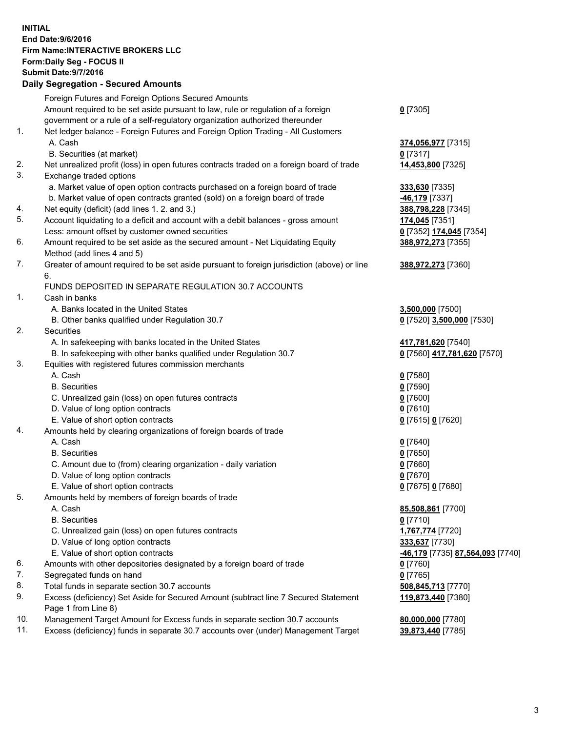**INITIAL**
**End Date:9/6/2016**
**Firm Name:INTERACTIVE BROKERS LLC**
**Form:Daily Seg - FOCUS II**
**Submit Date:9/7/2016**

**Daily Segregation - Secured Amounts**

| | | |
|---|---|---|
| | Foreign Futures and Foreign Options Secured Amounts | |
| | Amount required to be set aside pursuant to law, rule or regulation of a foreign government or a rule of a self-regulatory organization authorized thereunder | **0** [7305] |
| 1. | Net ledger balance - Foreign Futures and Foreign Option Trading - All Customers | |
| | A. Cash | **374,056,977** [7315] |
| | B. Securities (at market) | **0** [7317] |
| 2. | Net unrealized profit (loss) in open futures contracts traded on a foreign board of trade | **14,453,800** [7325] |
| 3. | Exchange traded options | |
| | a. Market value of open option contracts purchased on a foreign board of trade | **333,630** [7335] |
| | b. Market value of open contracts granted (sold) on a foreign board of trade | **-46,179** [7337] |
| 4. | Net equity (deficit) (add lines 1. 2. and 3.) | **388,798,228** [7345] |
| 5. | Account liquidating to a deficit and account with a debit balances - gross amount | **174,045** [7351] |
| | Less: amount offset by customer owned securities | **0** [7352] **174,045** [7354] |
| 6. | Amount required to be set aside as the secured amount - Net Liquidating Equity Method (add lines 4 and 5) | **388,972,273** [7355] |
| 7. | Greater of amount required to be set aside pursuant to foreign jurisdiction (above) or line 6. | **388,972,273** [7360] |
| | FUNDS DEPOSITED IN SEPARATE REGULATION 30.7 ACCOUNTS | |
| 1. | Cash in banks | |
| | A. Banks located in the United States | **3,500,000** [7500] |
| | B. Other banks qualified under Regulation 30.7 | **0** [7520] **3,500,000** [7530] |
| 2. | Securities | |
| | A. In safekeeping with banks located in the United States | **417,781,620** [7540] |
| | B. In safekeeping with other banks qualified under Regulation 30.7 | **0** [7560] **417,781,620** [7570] |
| 3. | Equities with registered futures commission merchants | |
| | A. Cash | **0** [7580] |
| | B. Securities | **0** [7590] |
| | C. Unrealized gain (loss) on open futures contracts | **0** [7600] |
| | D. Value of long option contracts | **0** [7610] |
| | E. Value of short option contracts | **0** [7615] **0** [7620] |
| 4. | Amounts held by clearing organizations of foreign boards of trade | |
| | A. Cash | **0** [7640] |
| | B. Securities | **0** [7650] |
| | C. Amount due to (from) clearing organization - daily variation | **0** [7660] |
| | D. Value of long option contracts | **0** [7670] |
| | E. Value of short option contracts | **0** [7675] **0** [7680] |
| 5. | Amounts held by members of foreign boards of trade | |
| | A. Cash | **85,508,861** [7700] |
| | B. Securities | **0** [7710] |
| | C. Unrealized gain (loss) on open futures contracts | **1,767,774** [7720] |
| | D. Value of long option contracts | **333,637** [7730] |
| | E. Value of short option contracts | **-46,179** [7735] **87,564,093** [7740] |
| 6. | Amounts with other depositories designated by a foreign board of trade | **0** [7760] |
| 7. | Segregated funds on hand | **0** [7765] |
| 8. | Total funds in separate section 30.7 accounts | **508,845,713** [7770] |
| 9. | Excess (deficiency) Set Aside for Secured Amount (subtract line 7 Secured Statement Page 1 from Line 8) | **119,873,440** [7380] |
| 10. | Management Target Amount for Excess funds in separate section 30.7 accounts | **80,000,000** [7780] |
| 11. | Excess (deficiency) funds in separate 30.7 accounts over (under) Management Target | **39,873,440** [7785] |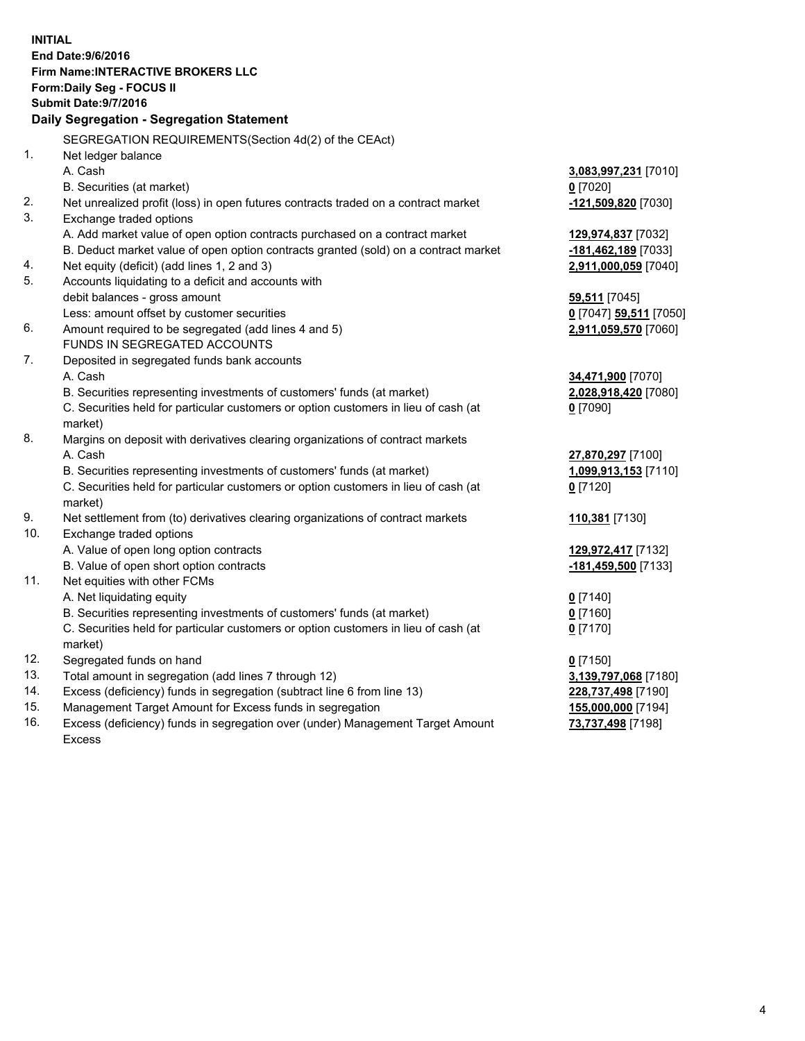**INITIAL**
**End Date:9/6/2016**
**Firm Name:INTERACTIVE BROKERS LLC**
**Form:Daily Seg - FOCUS II**
**Submit Date:9/7/2016**

## Daily Segregation - Segregation Statement

SEGREGATION REQUIREMENTS(Section 4d(2) of the CEAct)

| | | |
|---|---|---|
| 1. | Net ledger balance | |
| | A. Cash | **3,083,997,231** [7010] |
| | B. Securities (at market) | **0** [7020] |
| 2. | Net unrealized profit (loss) in open futures contracts traded on a contract market | **-121,509,820** [7030] |
| 3. | Exchange traded options | |
| | A. Add market value of open option contracts purchased on a contract market | **129,974,837** [7032] |
| | B. Deduct market value of open option contracts granted (sold) on a contract market | **-181,462,189** [7033] |
| 4. | Net equity (deficit) (add lines 1, 2 and 3) | **2,911,000,059** [7040] |
| 5. | Accounts liquidating to a deficit and accounts with debit balances - gross amount | **59,511** [7045] |
| | Less: amount offset by customer securities | **0** [7047] **59,511** [7050] |
| 6. | Amount required to be segregated (add lines 4 and 5) | **2,911,059,570** [7060] |
| | FUNDS IN SEGREGATED ACCOUNTS | |
| 7. | Deposited in segregated funds bank accounts | |
| | A. Cash | **34,471,900** [7070] |
| | B. Securities representing investments of customers' funds (at market) | **2,028,918,420** [7080] |
| | C. Securities held for particular customers or option customers in lieu of cash (at market) | **0** [7090] |
| 8. | Margins on deposit with derivatives clearing organizations of contract markets | |
| | A. Cash | **27,870,297** [7100] |
| | B. Securities representing investments of customers' funds (at market) | **1,099,913,153** [7110] |
| | C. Securities held for particular customers or option customers in lieu of cash (at market) | **0** [7120] |
| 9. | Net settlement from (to) derivatives clearing organizations of contract markets | **110,381** [7130] |
| 10. | Exchange traded options | |
| | A. Value of open long option contracts | **129,972,417** [7132] |
| | B. Value of open short option contracts | **-181,459,500** [7133] |
| 11. | Net equities with other FCMs | |
| | A. Net liquidating equity | **0** [7140] |
| | B. Securities representing investments of customers' funds (at market) | **0** [7160] |
| | C. Securities held for particular customers or option customers in lieu of cash (at market) | **0** [7170] |
| 12. | Segregated funds on hand | **0** [7150] |
| 13. | Total amount in segregation (add lines 7 through 12) | **3,139,797,068** [7180] |
| 14. | Excess (deficiency) funds in segregation (subtract line 6 from line 13) | **228,737,498** [7190] |
| 15. | Management Target Amount for Excess funds in segregation | **155,000,000** [7194] |
| 16. | Excess (deficiency) funds in segregation over (under) Management Target Amount Excess | **73,737,498** [7198] |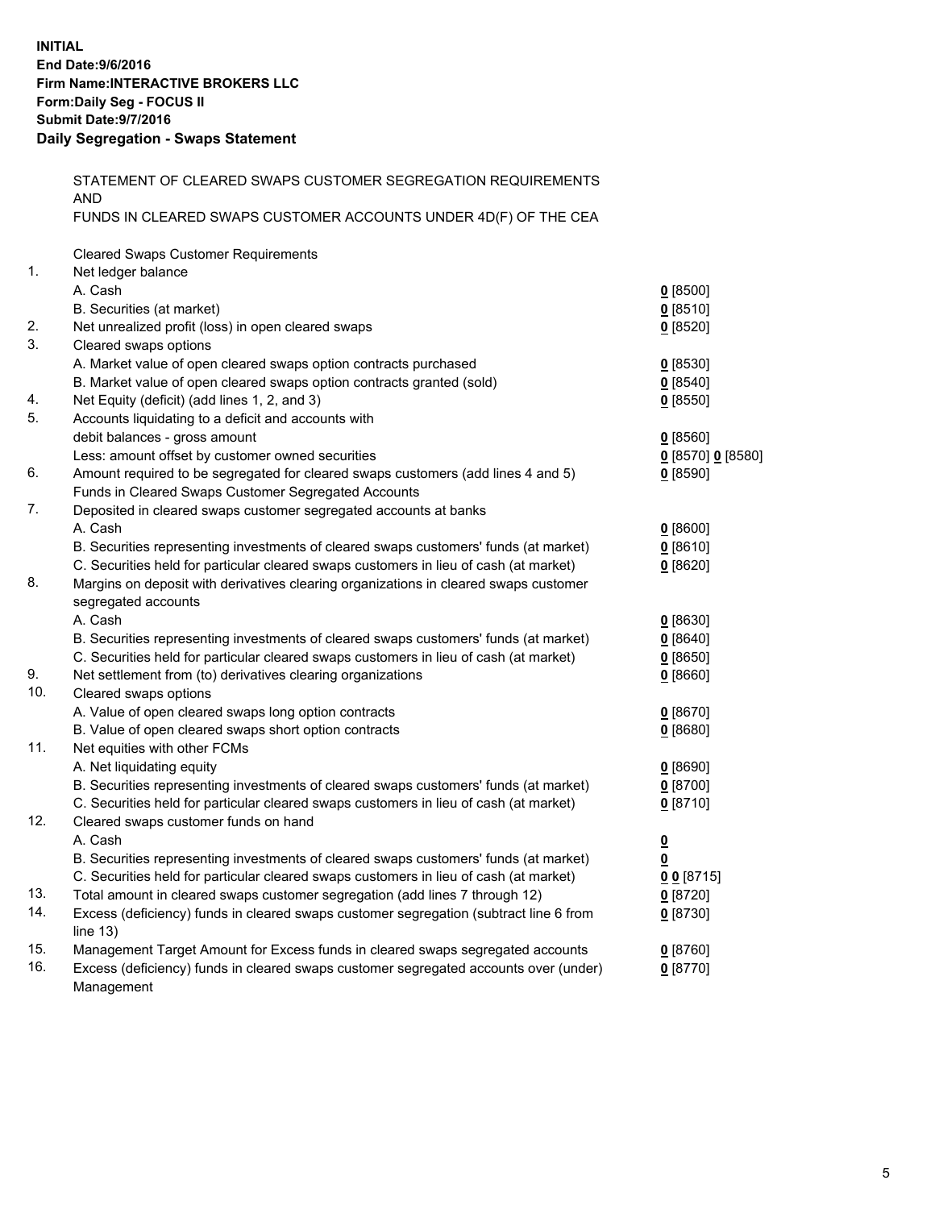**INITIAL**
**End Date:9/6/2016**
**Firm Name:INTERACTIVE BROKERS LLC**
**Form:Daily Seg - FOCUS II**
**Submit Date:9/7/2016**
**Daily Segregation - Swaps Statement**

STATEMENT OF CLEARED SWAPS CUSTOMER SEGREGATION REQUIREMENTS AND FUNDS IN CLEARED SWAPS CUSTOMER ACCOUNTS UNDER 4D(F) OF THE CEA

| | | |
|---|---|---|
| | Cleared Swaps Customer Requirements | |
| 1. | Net ledger balance | |
| | A. Cash | 0 [8500] |
| | B. Securities (at market) | 0 [8510] |
| 2. | Net unrealized profit (loss) in open cleared swaps | 0 [8520] |
| 3. | Cleared swaps options | |
| | A. Market value of open cleared swaps option contracts purchased | 0 [8530] |
| | B. Market value of open cleared swaps option contracts granted (sold) | 0 [8540] |
| 4. | Net Equity (deficit) (add lines 1, 2, and 3) | 0 [8550] |
| 5. | Accounts liquidating to a deficit and accounts with debit balances - gross amount | 0 [8560] |
| | Less: amount offset by customer owned securities | 0 [8570] 0 [8580] |
| 6. | Amount required to be segregated for cleared swaps customers (add lines 4 and 5) | 0 [8590] |
| | Funds in Cleared Swaps Customer Segregated Accounts | |
| 7. | Deposited in cleared swaps customer segregated accounts at banks | |
| | A. Cash | 0 [8600] |
| | B. Securities representing investments of cleared swaps customers' funds (at market) | 0 [8610] |
| | C. Securities held for particular cleared swaps customers in lieu of cash (at market) | 0 [8620] |
| 8. | Margins on deposit with derivatives clearing organizations in cleared swaps customer segregated accounts | |
| | A. Cash | 0 [8630] |
| | B. Securities representing investments of cleared swaps customers' funds (at market) | 0 [8640] |
| | C. Securities held for particular cleared swaps customers in lieu of cash (at market) | 0 [8650] |
| 9. | Net settlement from (to) derivatives clearing organizations | 0 [8660] |
| 10. | Cleared swaps options | |
| | A. Value of open cleared swaps long option contracts | 0 [8670] |
| | B. Value of open cleared swaps short option contracts | 0 [8680] |
| 11. | Net equities with other FCMs | |
| | A. Net liquidating equity | 0 [8690] |
| | B. Securities representing investments of cleared swaps customers' funds (at market) | 0 [8700] |
| | C. Securities held for particular cleared swaps customers in lieu of cash (at market) | 0 [8710] |
| 12. | Cleared swaps customer funds on hand | |
| | A. Cash | 0 |
| | B. Securities representing investments of cleared swaps customers' funds (at market) | 0 |
| | C. Securities held for particular cleared swaps customers in lieu of cash (at market) | 0 0 [8715] |
| 13. | Total amount in cleared swaps customer segregation (add lines 7 through 12) | 0 [8720] |
| 14. | Excess (deficiency) funds in cleared swaps customer segregation (subtract line 6 from line 13) | 0 [8730] |
| 15. | Management Target Amount for Excess funds in cleared swaps segregated accounts | 0 [8760] |
| 16. | Excess (deficiency) funds in cleared swaps customer segregated accounts over (under) Management | 0 [8770] |